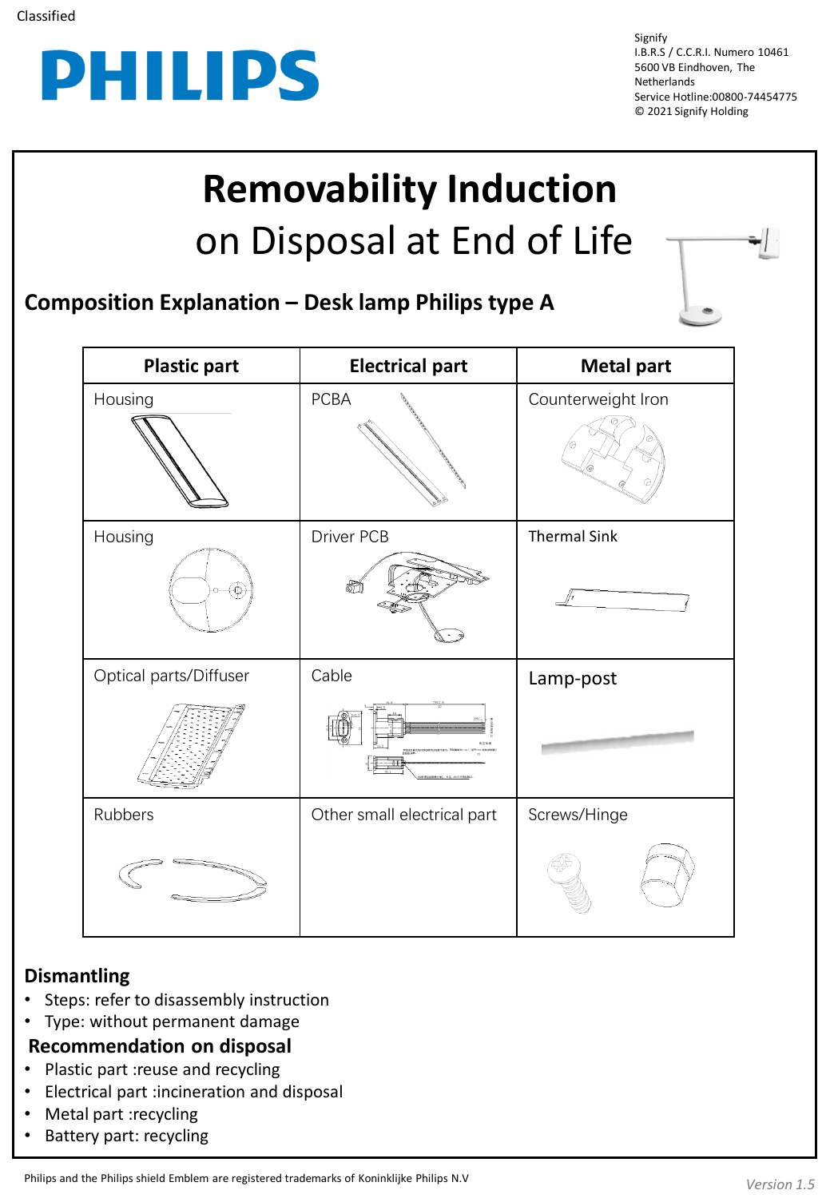Classified

# PHILIPS

Signify
I.B.R.S / C.C.R.I. Numero 10461
5600 VB Eindhoven, The Netherlands
Service Hotline:00800-74454775
© 2021 Signify Holding

# Removability Induction on Disposal at End of Life

## Composition Explanation – Desk lamp Philips type A

| Plastic part | Electrical part | Metal part |
|---|---|---|
| Housing | PCBA | Counterweight Iron |
| Housing | Driver PCB | Thermal Sink |
| Optical parts/Diffuser | Cable | Lamp-post |
| Rubbers | Other small electrical part | Screws/Hinge |

## Dismantling

- Steps: refer to disassembly instruction
- Type: without permanent damage

## Recommendation on disposal

- Plastic part :reuse and recycling
- Electrical part :incineration and disposal
- Metal part :recycling
- Battery part: recycling

Philips and the Philips shield Emblem are registered trademarks of Koninklijke Philips N.V

*Version 1.5*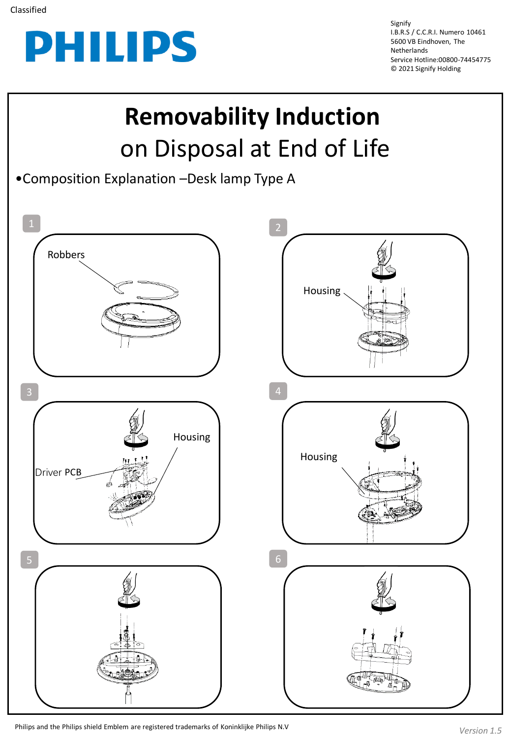Classified

PHILIPS

Signify
I.B.R.S / C.C.R.I. Numero 10461
5600 VB Eindhoven, The Netherlands
Service Hotline:00800-74454775
© 2021 Signify Holding

# Removability Induction on Disposal at End of Life

•Composition Explanation –Desk lamp Type A

1

Robbers

2

Housing

3

Housing

Driver PCB

4

Housing

5

6

Philips and the Philips shield Emblem are registered trademarks of Koninklijke Philips N.V

*Version 1.5*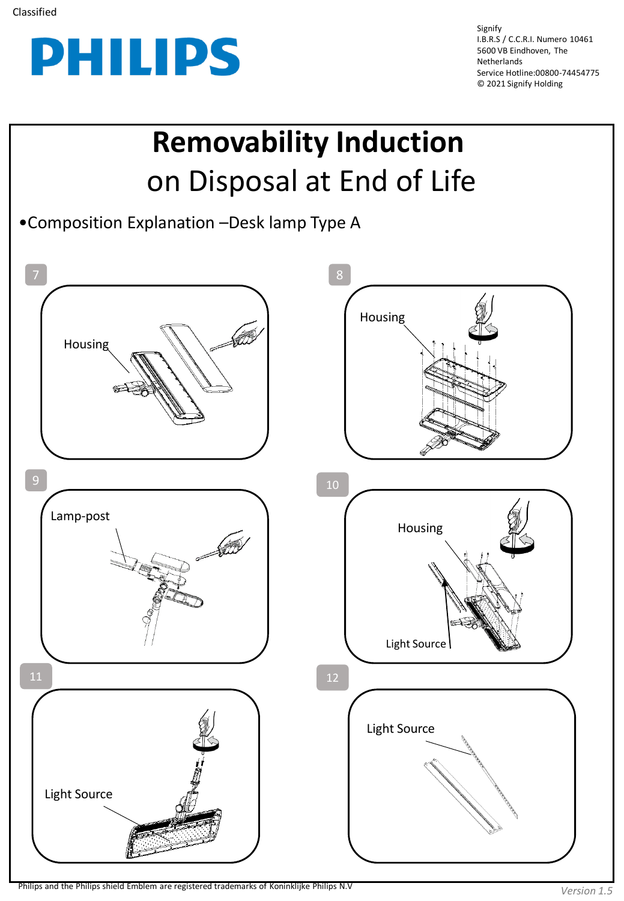Classified

PHILIPS

Signify
I.B.R.S / C.C.R.I. Numero 10461
5600 VB Eindhoven, The Netherlands
Service Hotline:00800-74454775
© 2021 Signify Holding

# Removability Induction
## on Disposal at End of Life

•Composition Explanation –Desk lamp Type A

7

Housing

8

Housing

9

Lamp-post

10

Housing

Light Source

11

Light Source

12

Light Source

Philips and the Philips shield Emblem are registered trademarks of Koninklijke Philips N.V

*Version 1.5*